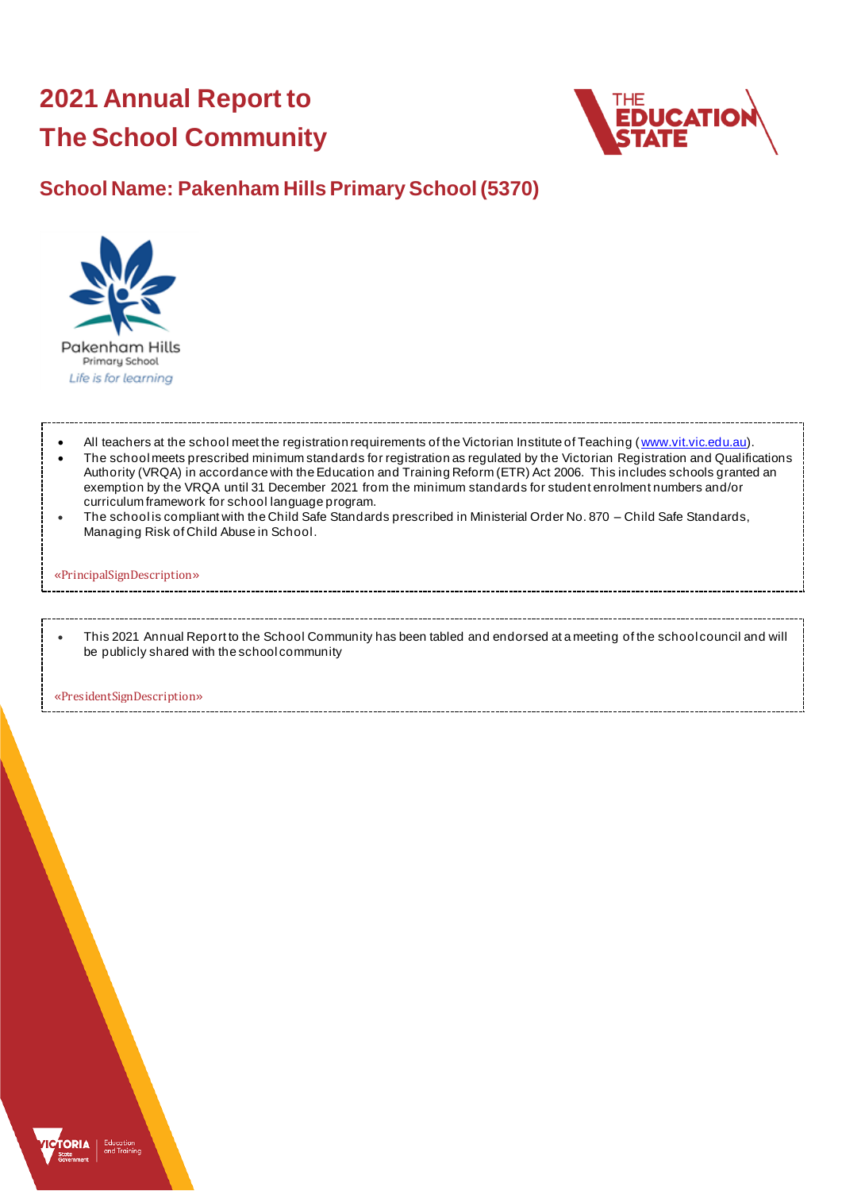# 2021 Annual Report to The School Community

## School Name: Pakenham Hills Primary School (5370)

- All teachers at the school meet the registration requirements of the Victorian Institute of Teaching (www.vit.vic.edu.au).
- The school meets prescribed minimum standards for registration as regulated by the Victorian Registration and Qualifications Authority (VRQA) in accordance with the Education and Training Reform (ETR) Act 2006. This includes schools granted an exemption by the VRQA until 31 December 2021 from the minimum standards for student enrolment numbers and/or curriculum framework for school language program.
- The school is compliant with the Child Safe Standards prescribed in Ministerial Order No. 870 – Child Safe Standards, Managing Risk of Child Abuse in School.

«PrincipalSignDescription»

- This 2021 Annual Report to the School Community has been tabled and endorsed at a meeting of the school council and will be publicly shared with the school community

«PresidentSignDescription»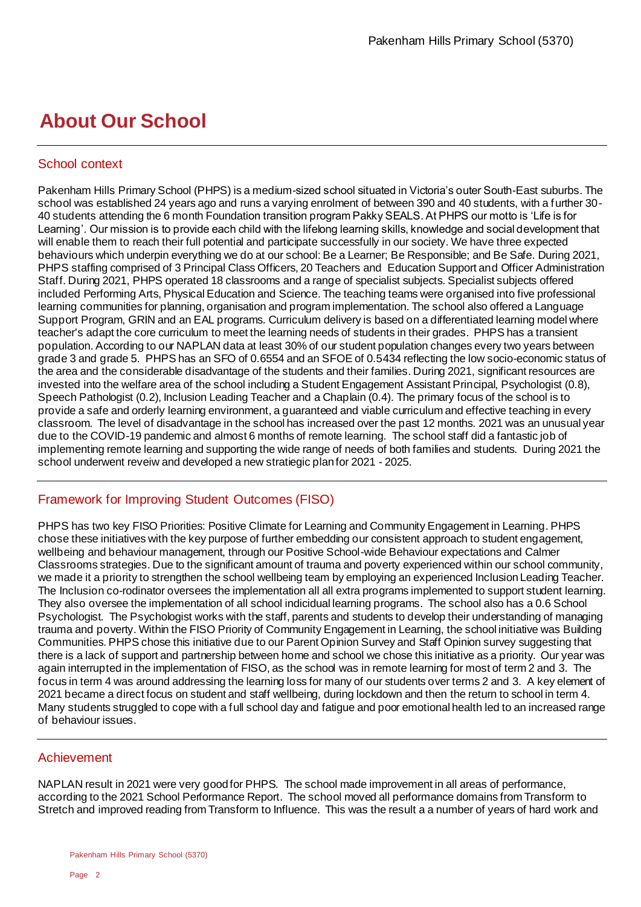# About Our School

## School context

Pakenham Hills Primary School (PHPS) is a medium-sized school situated in Victoria's outer South-East suburbs. The school was established 24 years ago and runs a varying enrolment of between 390 and 40 students, with a further 30-40 students attending the 6 month Foundation transition program Pakky SEALS. At PHPS our motto is 'Life is for Learning'. Our mission is to provide each child with the lifelong learning skills, knowledge and social development that will enable them to reach their full potential and participate successfully in our society. We have three expected behaviours which underpin everything we do at our school: Be a Learner; Be Responsible; and Be Safe. During 2021, PHPS staffing comprised of 3 Principal Class Officers, 20 Teachers and Education Support and Officer Administration Staff. During 2021, PHPS operated 18 classrooms and a range of specialist subjects. Specialist subjects offered included Performing Arts, Physical Education and Science. The teaching teams were organised into five professional learning communities for planning, organisation and program implementation. The school also offered a Language Support Program, GRIN and an EAL programs. Curriculum delivery is based on a differentiated learning model where teacher's adapt the core curriculum to meet the learning needs of students in their grades. PHPS has a transient population. According to our NAPLAN data at least 30% of our student population changes every two years between grade 3 and grade 5. PHPS has an SFO of 0.6554 and an SFOE of 0.5434 reflecting the low socio-economic status of the area and the considerable disadvantage of the students and their families. During 2021, significant resources are invested into the welfare area of the school including a Student Engagement Assistant Principal, Psychologist (0.8), Speech Pathologist (0.2), Inclusion Leading Teacher and a Chaplain (0.4). The primary focus of the school is to provide a safe and orderly learning environment, a guaranteed and viable curriculum and effective teaching in every classroom. The level of disadvantage in the school has increased over the past 12 months. 2021 was an unusual year due to the COVID-19 pandemic and almost 6 months of remote learning. The school staff did a fantastic job of implementing remote learning and supporting the wide range of needs of both families and students. During 2021 the school underwent reveiw and developed a new stratiegic plan for 2021 - 2025.

## Framework for Improving Student Outcomes (FISO)

PHPS has two key FISO Priorities: Positive Climate for Learning and Community Engagement in Learning. PHPS chose these initiatives with the key purpose of further embedding our consistent approach to student engagement, wellbeing and behaviour management, through our Positive School-wide Behaviour expectations and Calmer Classrooms strategies. Due to the significant amount of trauma and poverty experienced within our school community, we made it a priority to strengthen the school wellbeing team by employing an experienced Inclusion Leading Teacher. The Inclusion co-rodinator oversees the implementation all all extra programs implemented to support student learning. They also oversee the implementation of all school indicidual learning programs. The school also has a 0.6 School Psychologist. The Psychologist works with the staff, parents and students to develop their understanding of managing trauma and poverty. Within the FISO Priority of Community Engagement in Learning, the school initiative was Building Communities. PHPS chose this initiative due to our Parent Opinion Survey and Staff Opinion survey suggesting that there is a lack of support and partnership between home and school we chose this initiative as a priority. Our year was again interrupted in the implementation of FISO, as the school was in remote learning for most of term 2 and 3. The focus in term 4 was around addressing the learning loss for many of our students over terms 2 and 3. A key element of 2021 became a direct focus on student and staff wellbeing, during lockdown and then the return to school in term 4. Many students struggled to cope with a full school day and fatigue and poor emotional health led to an increased range of behaviour issues.

## Achievement

NAPLAN result in 2021 were very good for PHPS. The school made improvement in all areas of performance, according to the 2021 School Performance Report. The school moved all performance domains from Transform to Stretch and improved reading from Transform to Influence. This was the result a a number of years of hard work and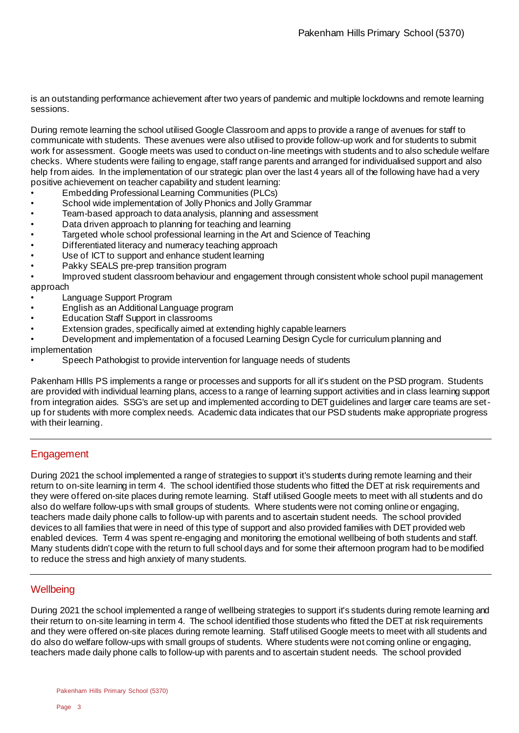is an outstanding performance achievement after two years of pandemic and multiple lockdowns and remote learning sessions.

During remote learning the school utilised Google Classroom and apps to provide a range of avenues for staff to communicate with students. These avenues were also utilised to provide follow-up work and for students to submit work for assessment. Google meets was used to conduct on-line meetings with students and to also schedule welfare checks. Where students were failing to engage, staff range parents and arranged for individualised support and also help from aides. In the implementation of our strategic plan over the last 4 years all of the following have had a very positive achievement on teacher capability and student learning:

- Embedding Professional Learning Communities (PLCs)
- School wide implementation of Jolly Phonics and Jolly Grammar
- Team-based approach to data analysis, planning and assessment
- Data driven approach to planning for teaching and learning
- Targeted whole school professional learning in the Art and Science of Teaching
- Differentiated literacy and numeracy teaching approach
- Use of ICT to support and enhance student learning
- Pakky SEALS pre-prep transition program
- Improved student classroom behaviour and engagement through consistent whole school pupil management approach
- Language Support Program
- English as an Additional Language program
- Education Staff Support in classrooms
- Extension grades, specifically aimed at extending highly capable learners
- Development and implementation of a focused Learning Design Cycle for curriculum planning and implementation
- Speech Pathologist to provide intervention for language needs of students

Pakenham HIlls PS implements a range or processes and supports for all it's student on the PSD program. Students are provided with individual learning plans, access to a range of learning support activities and in class learning support from integration aides. SSG's are set up and implemented according to DET guidelines and larger care teams are set-up for students with more complex needs. Academic data indicates that our PSD students make appropriate progress with their learning.

## Engagement

During 2021 the school implemented a range of strategies to support it's students during remote learning and their return to on-site learning in term 4. The school identified those students who fitted the DET at risk requirements and they were offered on-site places during remote learning. Staff utilised Google meets to meet with all students and do also do welfare follow-ups with small groups of students. Where students were not coming online or engaging, teachers made daily phone calls to follow-up with parents and to ascertain student needs. The school provided devices to all families that were in need of this type of support and also provided families with DET provided web enabled devices. Term 4 was spent re-engaging and monitoring the emotional wellbeing of both students and staff. Many students didn't cope with the return to full school days and for some their afternoon program had to be modified to reduce the stress and high anxiety of many students.

## Wellbeing

During 2021 the school implemented a range of wellbeing strategies to support it's students during remote learning and their return to on-site learning in term 4. The school identified those students who fitted the DET at risk requirements and they were offered on-site places during remote learning. Staff utilised Google meets to meet with all students and do also do welfare follow-ups with small groups of students. Where students were not coming online or engaging, teachers made daily phone calls to follow-up with parents and to ascertain student needs. The school provided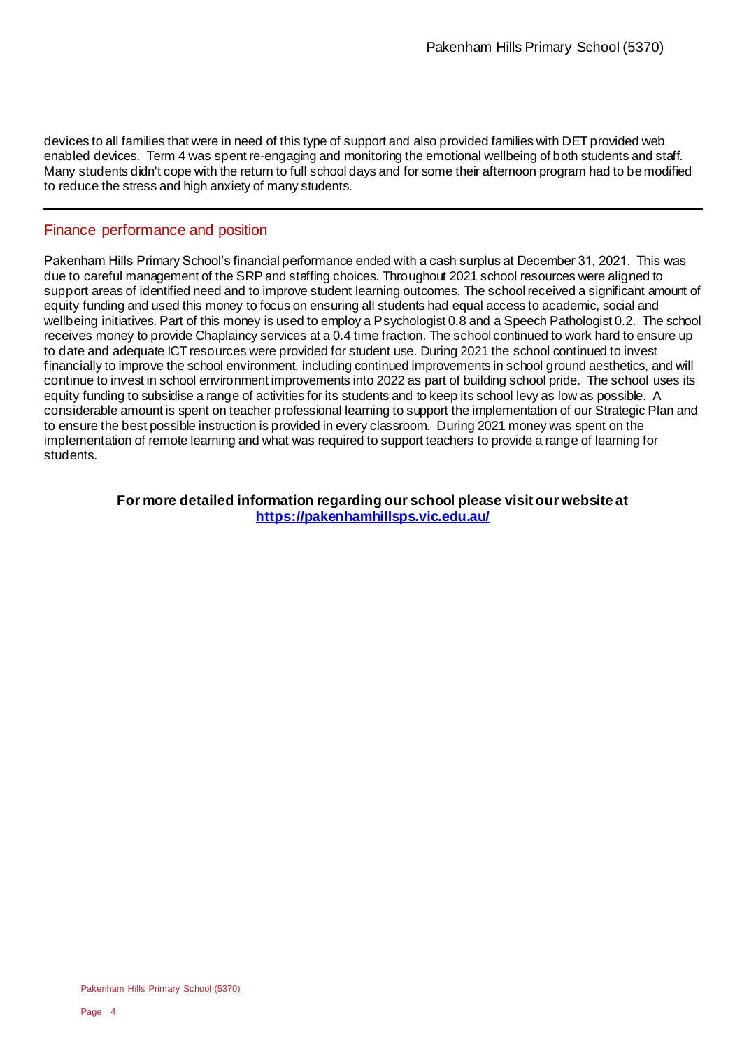devices to all families that were in need of this type of support and also provided families with DET provided web enabled devices. Term 4 was spent re-engaging and monitoring the emotional wellbeing of both students and staff. Many students didn't cope with the return to full school days and for some their afternoon program had to be modified to reduce the stress and high anxiety of many students.

## Finance performance and position

Pakenham Hills Primary School's financial performance ended with a cash surplus at December 31, 2021. This was due to careful management of the SRP and staffing choices. Throughout 2021 school resources were aligned to support areas of identified need and to improve student learning outcomes. The school received a significant amount of equity funding and used this money to focus on ensuring all students had equal access to academic, social and wellbeing initiatives. Part of this money is used to employ a Psychologist 0.8 and a Speech Pathologist 0.2. The school receives money to provide Chaplaincy services at a 0.4 time fraction. The school continued to work hard to ensure up to date and adequate ICT resources were provided for student use. During 2021 the school continued to invest financially to improve the school environment, including continued improvements in school ground aesthetics, and will continue to invest in school environment improvements into 2022 as part of building school pride. The school uses its equity funding to subsidise a range of activities for its students and to keep its school levy as low as possible. A considerable amount is spent on teacher professional learning to support the implementation of our Strategic Plan and to ensure the best possible instruction is provided in every classroom. During 2021 money was spent on the implementation of remote learning and what was required to support teachers to provide a range of learning for students.

**For more detailed information regarding our school please visit our website at [https://pakenhamhillsps.vic.edu.au/](https://pakenhamhillsps.vic.edu.au/)**